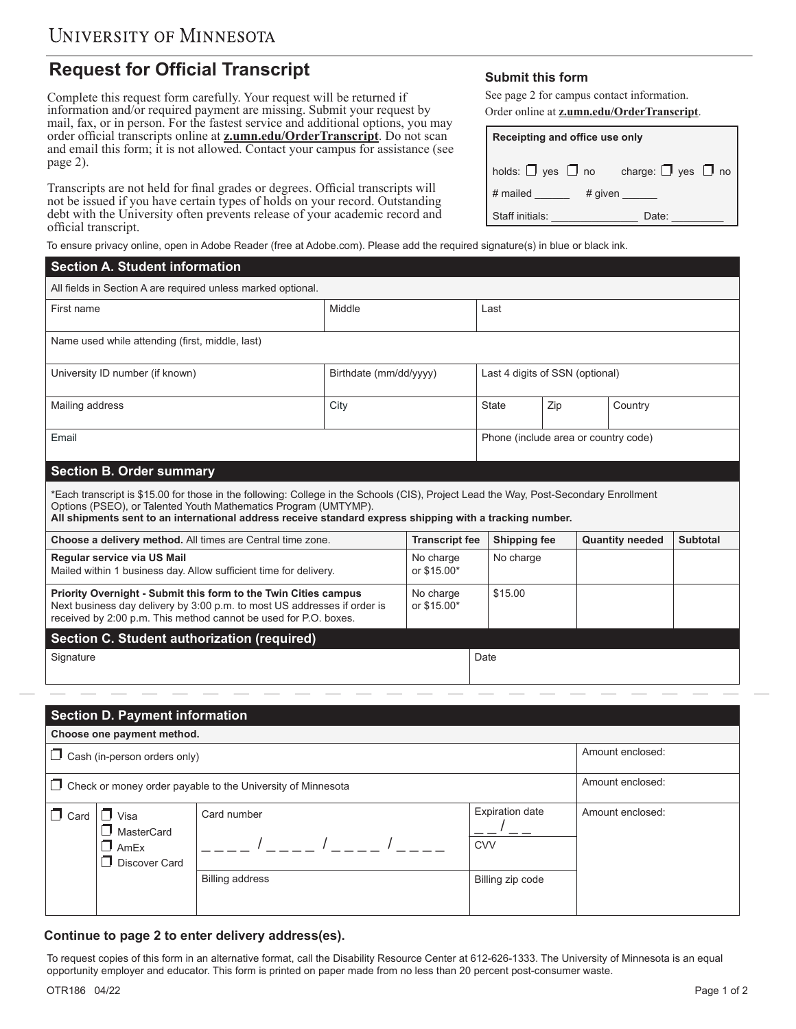# UNIVERSITY OF MINNESOTA

## Request for Official Transcript

Complete this request form carefully. Your request will be returned if information and/or required payment are missing. Submit your request by mail, fax, or in person. For the fastest service and additional options, you may order official transcripts online at **z.umn.edu/OrderTranscript**. Do not scan and email this form; it is not allowed. Contact your campus for assistance (see page 2).

Transcripts are not held for final grades or degrees. Official transcripts will not be issued if you have certain types of holds on your record. Outstanding debt with the University often prevents release of your academic record and official transcript.

### Submit this form

See page 2 for campus contact information.

Order online at **z.umn.edu/OrderTranscript**.

| Receipting and office use only |
|---|
| holds: ☐ yes ☐ no    charge: ☐ yes ☐ no |
| # mailed ______    # given ______ |
| Staff initials: _______________ Date: _________ |

To ensure privacy online, open in Adobe Reader (free at Adobe.com). Please add the required signature(s) in blue or black ink.

### Section A. Student information

All fields in Section A are required unless marked optional.

| First name | Middle | Last | | |
|---|---|---|---|---|
| Name used while attending (first, middle, last) | | | | |
| University ID number (if known) | Birthdate (mm/dd/yyyy) | Last 4 digits of SSN (optional) | | |
| Mailing address | City | State | Zip | Country |
| Email | | Phone (include area or country code) | | |

### Section B. Order summary

*Each transcript is $15.00 for those in the following: College in the Schools (CIS), Project Lead the Way, Post-Secondary Enrollment Options (PSEO), or Talented Youth Mathematics Program (UMTYMP).
**All shipments sent to an international address receive standard express shipping with a tracking number.**

| **Choose a delivery method.** All times are Central time zone. | Transcript fee | Shipping fee | Quantity needed | Subtotal |
|---|---|---|---|---|
| **Regular service via US Mail** Mailed within 1 business day. Allow sufficient time for delivery. | No charge or $15.00* | No charge | | |
| **Priority Overnight - Submit this form to the Twin Cities campus** Next business day delivery by 3:00 p.m. to most US addresses if order is received by 2:00 p.m. This method cannot be used for P.O. boxes. | No charge or $15.00* | $15.00 | | |

### Section C. Student authorization (required)

| Signature | Date |
|---|---|
| | |

### Section D. Payment information

**Choose one payment method.**

| Payment method | | | | Amount enclosed |
|---|---|---|---|---|
| ☐ Cash (in-person orders only) | | | | Amount enclosed: |
| ☐ Check or money order payable to the University of Minnesota | | | | Amount enclosed: |
| ☐ Card | ☐ Visa ☐ MasterCard ☐ AmEx ☐ Discover Card | Card number _ _ _ _ / _ _ _ _ / _ _ _ _ / _ _ _ _ | Expiration date _ _ / _ _ ; CVV | Amount enclosed: |
| | | Billing address | Billing zip code | |

**Continue to page 2 to enter delivery address(es).**

To request copies of this form in an alternative format, call the Disability Resource Center at 612-626-1333. The University of Minnesota is an equal opportunity employer and educator. This form is printed on paper made from no less than 20 percent post-consumer waste.

OTR186 04/22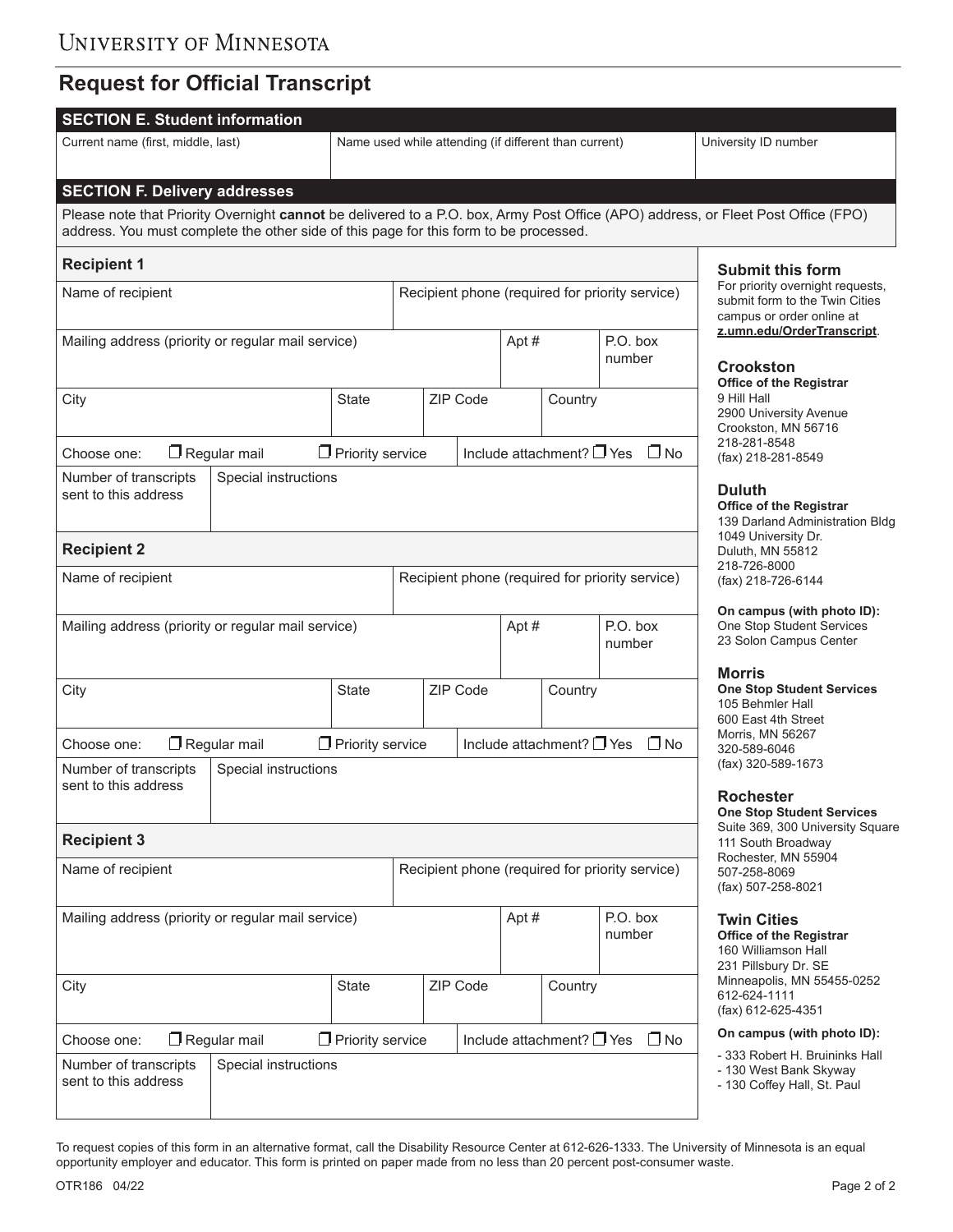University of Minnesota

# Request for Official Transcript

## SECTION E. Student information

| Current name (first, middle, last) | Name used while attending (if different than current) | University ID number |
| --- | --- | --- |
| | | |

## SECTION F. Delivery addresses

Please note that Priority Overnight **cannot** be delivered to a P.O. box, Army Post Office (APO) address, or Fleet Post Office (FPO) address. You must complete the other side of this page for this form to be processed.

### Recipient 1

| | | | |
| --- | --- | --- | --- |
| Name of recipient | Recipient phone (required for priority service) | | |
| Mailing address (priority or regular mail service) | Apt # | P.O. box number | |
| City | State | ZIP Code | Country |

Choose one: ☐ Regular mail ☐ Priority service Include attachment? ☐ Yes ☐ No

| Number of transcripts sent to this address | Special instructions |
| --- | --- |
| | |

### Recipient 2

| | | | |
| --- | --- | --- | --- |
| Name of recipient | Recipient phone (required for priority service) | | |
| Mailing address (priority or regular mail service) | Apt # | P.O. box number | |
| City | State | ZIP Code | Country |

Choose one: ☐ Regular mail ☐ Priority service Include attachment? ☐ Yes ☐ No

| Number of transcripts sent to this address | Special instructions |
| --- | --- |
| | |

### Recipient 3

| | | | |
| --- | --- | --- | --- |
| Name of recipient | Recipient phone (required for priority service) | | |
| Mailing address (priority or regular mail service) | Apt # | P.O. box number | |
| City | State | ZIP Code | Country |

Choose one: ☐ Regular mail ☐ Priority service Include attachment? ☐ Yes ☐ No

| Number of transcripts sent to this address | Special instructions |
| --- | --- |
| | |

### Submit this form

For priority overnight requests, submit form to the Twin Cities campus or order online at **z.umn.edu/OrderTranscript**.

**Crookston**
**Office of the Registrar**
9 Hill Hall
2900 University Avenue
Crookston, MN 56716
218-281-8548
(fax) 218-281-8549

**Duluth**
**Office of the Registrar**
139 Darland Administration Bldg
1049 University Dr.
Duluth, MN 55812
218-726-8000
(fax) 218-726-6144

**On campus (with photo ID):**
One Stop Student Services
23 Solon Campus Center

**Morris**
**One Stop Student Services**
105 Behmler Hall
600 East 4th Street
Morris, MN 56267
320-589-6046
(fax) 320-589-1673

**Rochester**
**One Stop Student Services**
Suite 369, 300 University Square
111 South Broadway
Rochester, MN 55904
507-258-8069
(fax) 507-258-8021

**Twin Cities**
**Office of the Registrar**
160 Williamson Hall
231 Pillsbury Dr. SE
Minneapolis, MN 55455-0252
612-624-1111
(fax) 612-625-4351

**On campus (with photo ID):**

- 333 Robert H. Bruininks Hall
- 130 West Bank Skyway
- 130 Coffey Hall, St. Paul

To request copies of this form in an alternative format, call the Disability Resource Center at 612-626-1333. The University of Minnesota is an equal opportunity employer and educator. This form is printed on paper made from no less than 20 percent post-consumer waste.

OTR186 04/22